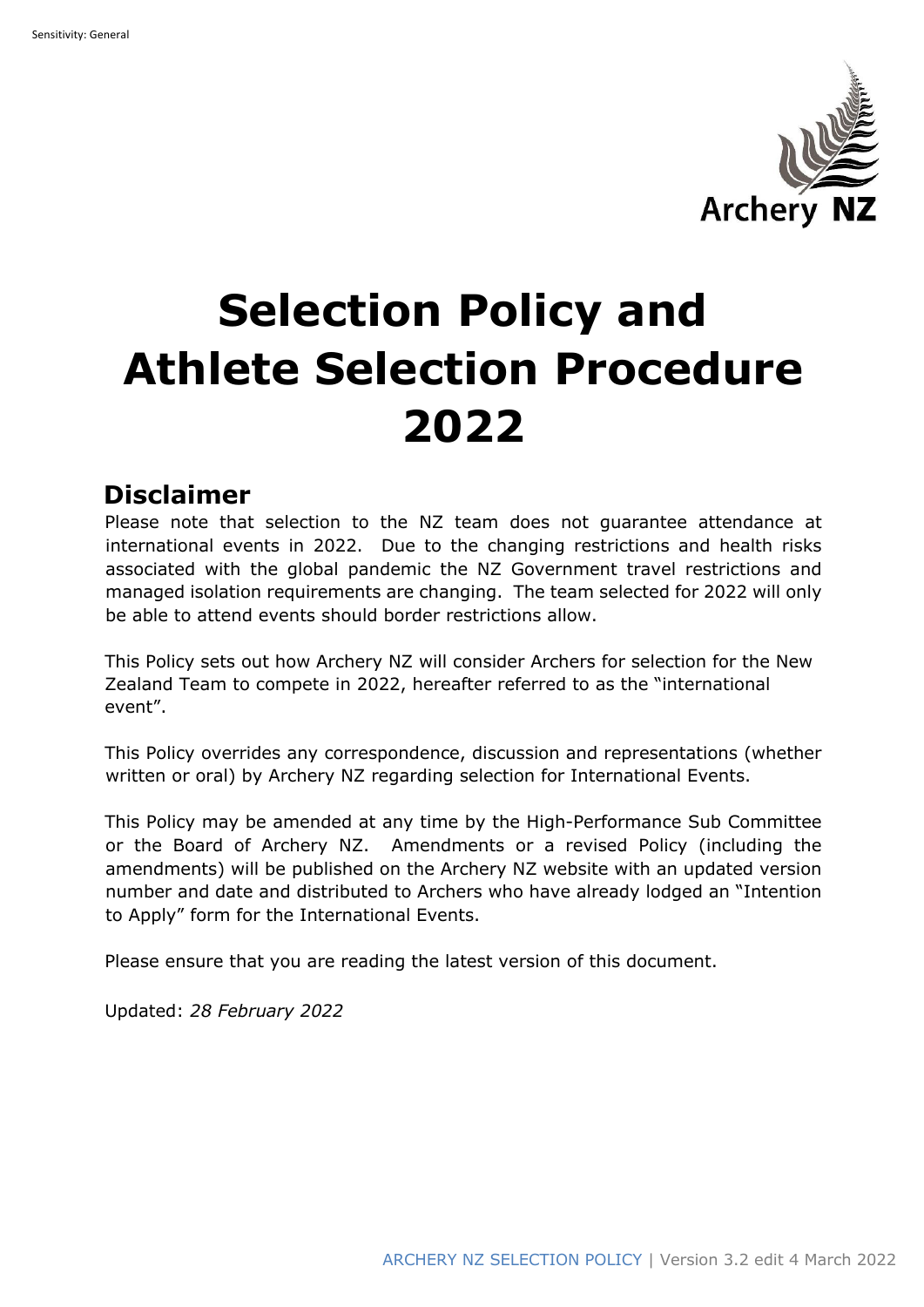# Selection Policy and Athlete Selection Procedure 2022

## Disclaimer

Please note that selection to the NZ team does not guarantee attendance at international events in 2022. Due to the changing restrictions and health risks associated with the global pandemic the NZ Government travel restrictions and managed isolation requirements are changing. The team selected for 2022 will only be able to attend events should border restrictions allow.

This Policy sets out how Archery NZ will consider Archers for selection for the New Zealand Team to compete in 2022, hereafter referred to as the "international event".

This Policy overrides any correspondence, discussion and representations (whether written or oral) by Archery NZ regarding selection for International Events.

This Policy may be amended at any time by the High-Performance Sub Committee or the Board of Archery NZ. Amendments or a revised Policy (including the amendments) will be published on the Archery NZ website with an updated version number and date and distributed to Archers who have already lodged an "Intention to Apply" form for the International Events.

Please ensure that you are reading the latest version of this document.

Updated: *28 February 2022*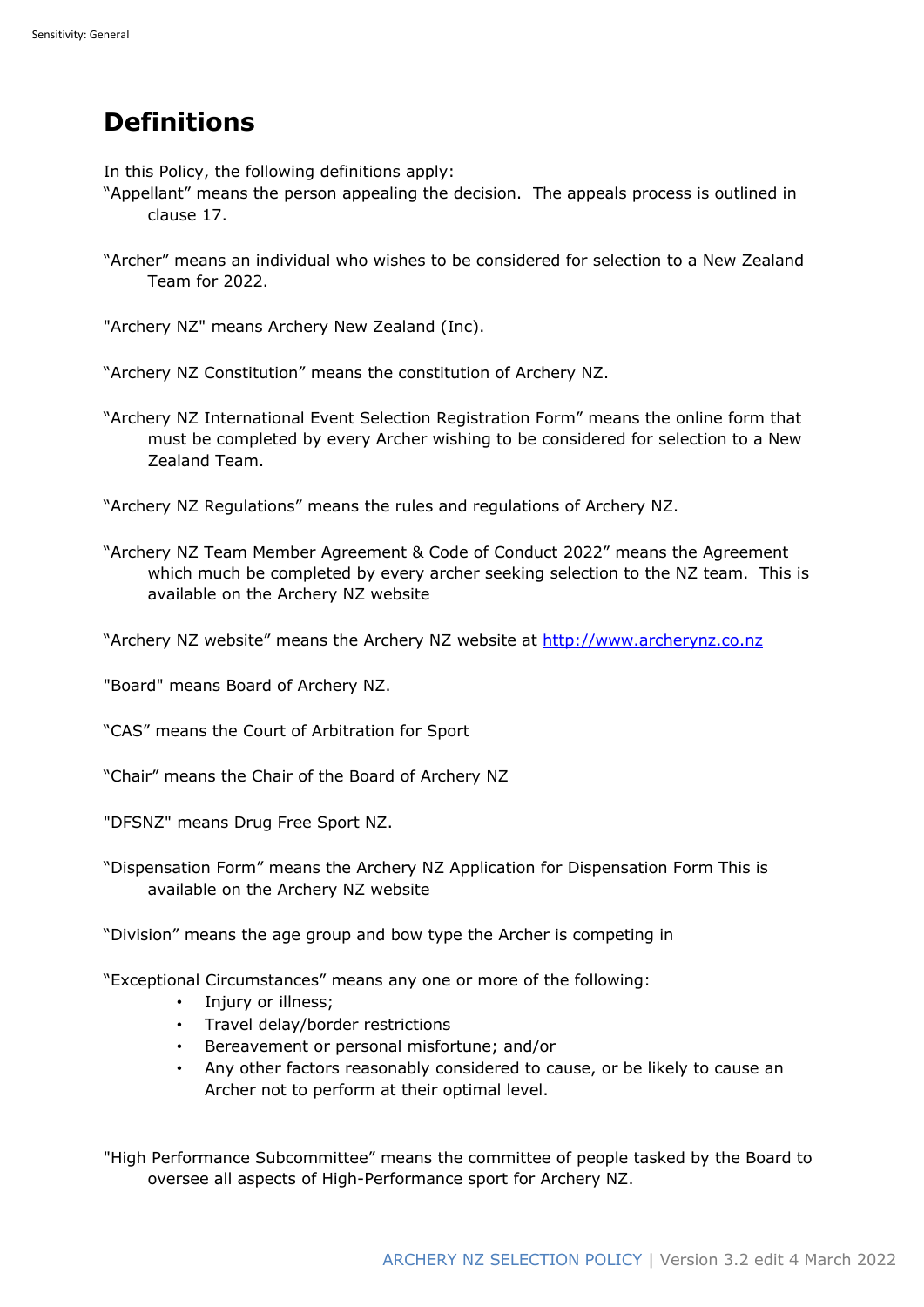# Definitions

In this Policy, the following definitions apply:

"Appellant" means the person appealing the decision. The appeals process is outlined in clause 17.

"Archer" means an individual who wishes to be considered for selection to a New Zealand Team for 2022.

"Archery NZ" means Archery New Zealand (Inc).

"Archery NZ Constitution" means the constitution of Archery NZ.

"Archery NZ International Event Selection Registration Form" means the online form that must be completed by every Archer wishing to be considered for selection to a New Zealand Team.

"Archery NZ Regulations" means the rules and regulations of Archery NZ.

"Archery NZ Team Member Agreement & Code of Conduct 2022" means the Agreement which much be completed by every archer seeking selection to the NZ team. This is available on the Archery NZ website

"Archery NZ website" means the Archery NZ website at http://www.archerynz.co.nz

"Board" means Board of Archery NZ.

"CAS" means the Court of Arbitration for Sport

"Chair" means the Chair of the Board of Archery NZ

"DFSNZ" means Drug Free Sport NZ.

"Dispensation Form" means the Archery NZ Application for Dispensation Form This is available on the Archery NZ website

"Division" means the age group and bow type the Archer is competing in

"Exceptional Circumstances" means any one or more of the following:

- Injury or illness;
- Travel delay/border restrictions
- Bereavement or personal misfortune; and/or
- Any other factors reasonably considered to cause, or be likely to cause an Archer not to perform at their optimal level.

"High Performance Subcommittee" means the committee of people tasked by the Board to oversee all aspects of High-Performance sport for Archery NZ.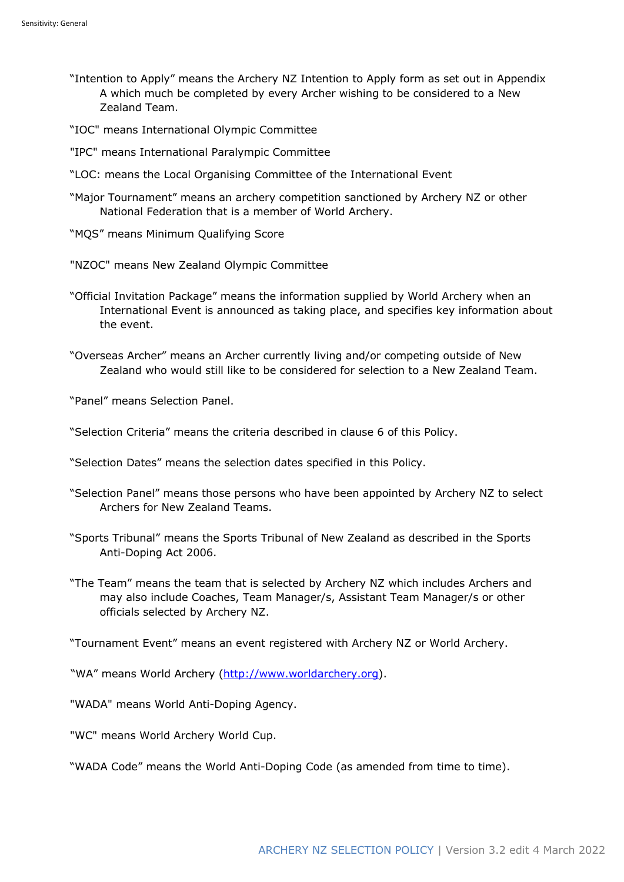"Intention to Apply" means the Archery NZ Intention to Apply form as set out in Appendix A which much be completed by every Archer wishing to be considered to a New Zealand Team.

"IOC" means International Olympic Committee

"IPC" means International Paralympic Committee

"LOC: means the Local Organising Committee of the International Event

"Major Tournament" means an archery competition sanctioned by Archery NZ or other National Federation that is a member of World Archery.

"MQS" means Minimum Qualifying Score

"NZOC" means New Zealand Olympic Committee

"Official Invitation Package" means the information supplied by World Archery when an International Event is announced as taking place, and specifies key information about the event.

"Overseas Archer" means an Archer currently living and/or competing outside of New Zealand who would still like to be considered for selection to a New Zealand Team.

"Panel" means Selection Panel.

"Selection Criteria" means the criteria described in clause 6 of this Policy.

"Selection Dates" means the selection dates specified in this Policy.

"Selection Panel" means those persons who have been appointed by Archery NZ to select Archers for New Zealand Teams.

"Sports Tribunal" means the Sports Tribunal of New Zealand as described in the Sports Anti-Doping Act 2006.

"The Team" means the team that is selected by Archery NZ which includes Archers and may also include Coaches, Team Manager/s, Assistant Team Manager/s or other officials selected by Archery NZ.

"Tournament Event" means an event registered with Archery NZ or World Archery.

"WA" means World Archery (http://www.worldarchery.org).

"WADA" means World Anti-Doping Agency.

"WC" means World Archery World Cup.

"WADA Code" means the World Anti-Doping Code (as amended from time to time).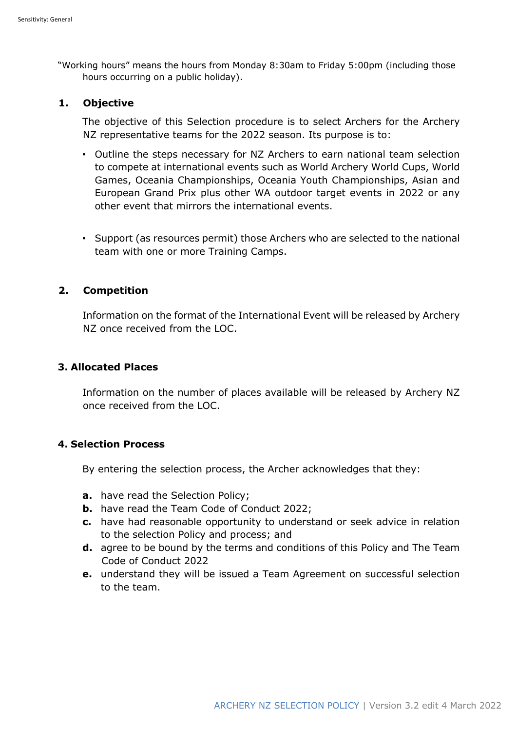"Working hours" means the hours from Monday 8:30am to Friday 5:00pm (including those hours occurring on a public holiday).

## 1. Objective

The objective of this Selection procedure is to select Archers for the Archery NZ representative teams for the 2022 season. Its purpose is to:

- Outline the steps necessary for NZ Archers to earn national team selection to compete at international events such as World Archery World Cups, World Games, Oceania Championships, Oceania Youth Championships, Asian and European Grand Prix plus other WA outdoor target events in 2022 or any other event that mirrors the international events.

- Support (as resources permit) those Archers who are selected to the national team with one or more Training Camps.

## 2. Competition

Information on the format of the International Event will be released by Archery NZ once received from the LOC.

## 3. Allocated Places

Information on the number of places available will be released by Archery NZ once received from the LOC.

## 4. Selection Process

By entering the selection process, the Archer acknowledges that they:

**a.** have read the Selection Policy;
**b.** have read the Team Code of Conduct 2022;
**c.** have had reasonable opportunity to understand or seek advice in relation to the selection Policy and process; and
**d.** agree to be bound by the terms and conditions of this Policy and The Team Code of Conduct 2022
**e.** understand they will be issued a Team Agreement on successful selection to the team.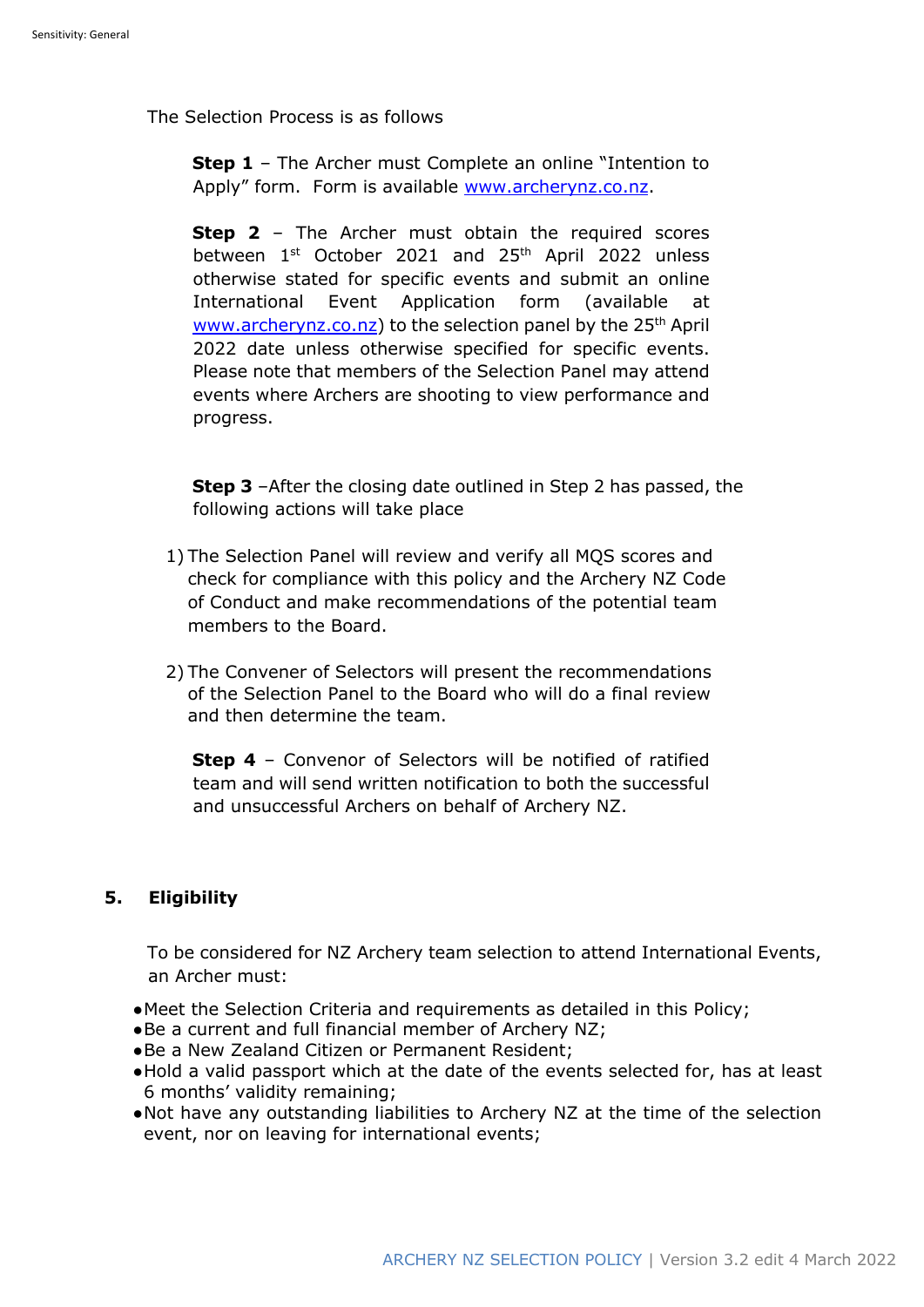The Selection Process is as follows

**Step 1** – The Archer must Complete an online "Intention to Apply" form. Form is available www.archerynz.co.nz.

**Step 2** – The Archer must obtain the required scores between 1st October 2021 and 25th April 2022 unless otherwise stated for specific events and submit an online International Event Application form (available at www.archerynz.co.nz) to the selection panel by the 25th April 2022 date unless otherwise specified for specific events. Please note that members of the Selection Panel may attend events where Archers are shooting to view performance and progress.

**Step 3** –After the closing date outlined in Step 2 has passed, the following actions will take place

1) The Selection Panel will review and verify all MQS scores and check for compliance with this policy and the Archery NZ Code of Conduct and make recommendations of the potential team members to the Board.

2) The Convener of Selectors will present the recommendations of the Selection Panel to the Board who will do a final review and then determine the team.

**Step 4** – Convenor of Selectors will be notified of ratified team and will send written notification to both the successful and unsuccessful Archers on behalf of Archery NZ.

## 5. Eligibility

To be considered for NZ Archery team selection to attend International Events, an Archer must:

- Meet the Selection Criteria and requirements as detailed in this Policy;
- Be a current and full financial member of Archery NZ;
- Be a New Zealand Citizen or Permanent Resident;
- Hold a valid passport which at the date of the events selected for, has at least 6 months' validity remaining;
- Not have any outstanding liabilities to Archery NZ at the time of the selection event, nor on leaving for international events;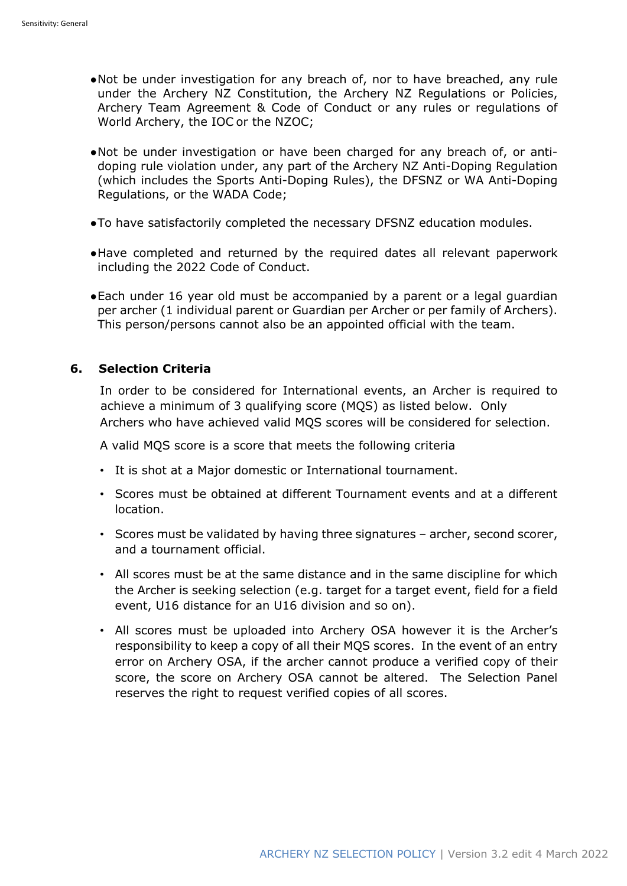- Not be under investigation for any breach of, nor to have breached, any rule under the Archery NZ Constitution, the Archery NZ Regulations or Policies, Archery Team Agreement & Code of Conduct or any rules or regulations of World Archery, the IOC or the NZOC;

- Not be under investigation or have been charged for any breach of, or anti-doping rule violation under, any part of the Archery NZ Anti-Doping Regulation (which includes the Sports Anti-Doping Rules), the DFSNZ or WA Anti-Doping Regulations, or the WADA Code;

- To have satisfactorily completed the necessary DFSNZ education modules.

- Have completed and returned by the required dates all relevant paperwork including the 2022 Code of Conduct.

- Each under 16 year old must be accompanied by a parent or a legal guardian per archer (1 individual parent or Guardian per Archer or per family of Archers). This person/persons cannot also be an appointed official with the team.

## 6. Selection Criteria

In order to be considered for International events, an Archer is required to achieve a minimum of 3 qualifying score (MQS) as listed below. Only Archers who have achieved valid MQS scores will be considered for selection.

A valid MQS score is a score that meets the following criteria

- It is shot at a Major domestic or International tournament.
- Scores must be obtained at different Tournament events and at a different location.
- Scores must be validated by having three signatures – archer, second scorer, and a tournament official.
- All scores must be at the same distance and in the same discipline for which the Archer is seeking selection (e.g. target for a target event, field for a field event, U16 distance for an U16 division and so on).
- All scores must be uploaded into Archery OSA however it is the Archer's responsibility to keep a copy of all their MQS scores. In the event of an entry error on Archery OSA, if the archer cannot produce a verified copy of their score, the score on Archery OSA cannot be altered. The Selection Panel reserves the right to request verified copies of all scores.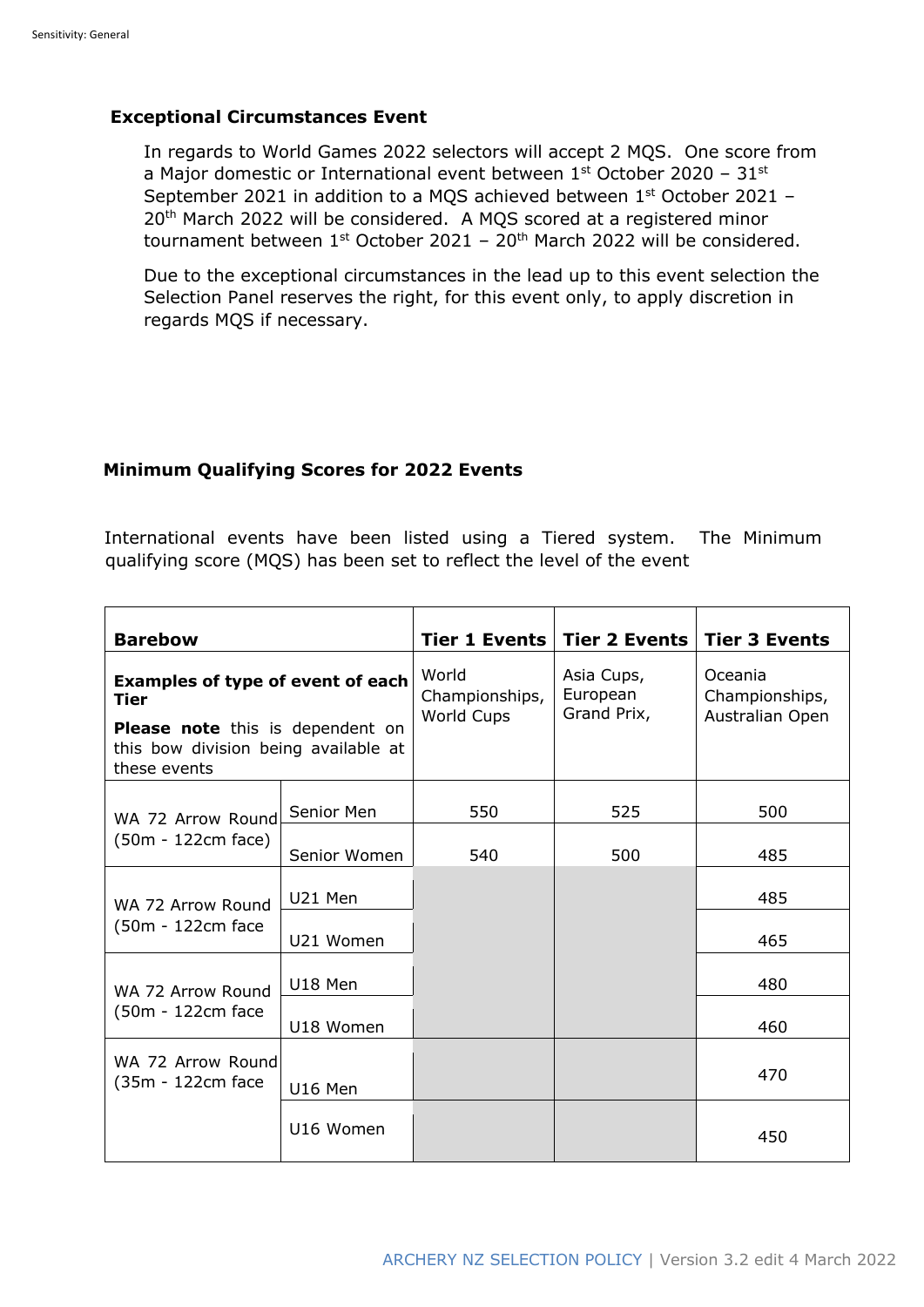**Exceptional Circumstances Event**

In regards to World Games 2022 selectors will accept 2 MQS. One score from a Major domestic or International event between 1st October 2020 – 31st September 2021 in addition to a MQS achieved between 1st October 2021 – 20th March 2022 will be considered. A MQS scored at a registered minor tournament between 1st October 2021 – 20th March 2022 will be considered.

Due to the exceptional circumstances in the lead up to this event selection the Selection Panel reserves the right, for this event only, to apply discretion in regards MQS if necessary.

**Minimum Qualifying Scores for 2022 Events**

International events have been listed using a Tiered system. The Minimum qualifying score (MQS) has been set to reflect the level of the event

| **Barebow** | | **Tier 1 Events** | **Tier 2 Events** | **Tier 3 Events** |
|---|---|---|---|---|
| **Examples of type of event of each Tier** **Please note** this is dependent on this bow division being available at these events | | World Championships, World Cups | Asia Cups, European Grand Prix, | Oceania Championships, Australian Open |
| WA 72 Arrow Round (50m - 122cm face) | Senior Men | 550 | 525 | 500 |
| | Senior Women | 540 | 500 | 485 |
| WA 72 Arrow Round (50m - 122cm face | U21 Men | | | 485 |
| | U21 Women | | | 465 |
| WA 72 Arrow Round (50m - 122cm face | U18 Men | | | 480 |
| | U18 Women | | | 460 |
| WA 72 Arrow Round (35m - 122cm face | U16 Men | | | 470 |
| | U16 Women | | | 450 |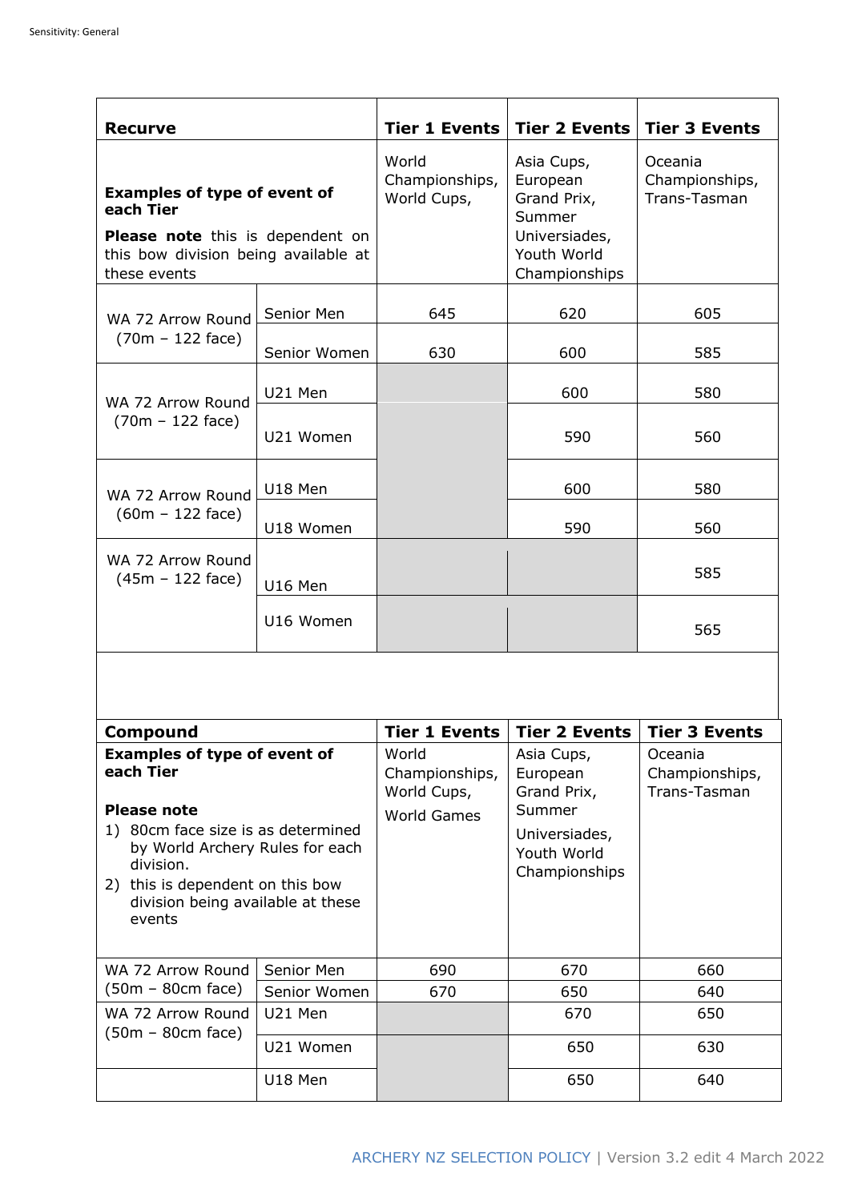| Recurve | | Tier 1 Events | Tier 2 Events | Tier 3 Events |
|---|---|---|---|---|
| **Examples of type of event of each Tier** **Please note** this is dependent on this bow division being available at these events | | World Championships, World Cups, | Asia Cups, European Grand Prix, Summer Universiades, Youth World Championships | Oceania Championships, Trans-Tasman |
| WA 72 Arrow Round (70m – 122 face) | Senior Men | 645 | 620 | 605 |
| | Senior Women | 630 | 600 | 585 |
| WA 72 Arrow Round (70m – 122 face) | U21 Men | | 600 | 580 |
| | U21 Women | | 590 | 560 |
| WA 72 Arrow Round (60m – 122 face) | U18 Men | | 600 | 580 |
| | U18 Women | | 590 | 560 |
| WA 72 Arrow Round (45m – 122 face) | U16 Men | | | 585 |
| | U16 Women | | | 565 |

| Compound | | Tier 1 Events | Tier 2 Events | Tier 3 Events |
|---|---|---|---|---|
| **Examples of type of event of each Tier** **Please note** 1) 80cm face size is as determined by World Archery Rules for each division. 2) this is dependent on this bow division being available at these events | | World Championships, World Cups, World Games | Asia Cups, European Grand Prix, Summer Universiades, Youth World Championships | Oceania Championships, Trans-Tasman |
| WA 72 Arrow Round (50m – 80cm face) | Senior Men | 690 | 670 | 660 |
| | Senior Women | 670 | 650 | 640 |
| WA 72 Arrow Round (50m – 80cm face) | U21 Men | | 670 | 650 |
| | U21 Women | | 650 | 630 |
| | U18 Men | | 650 | 640 |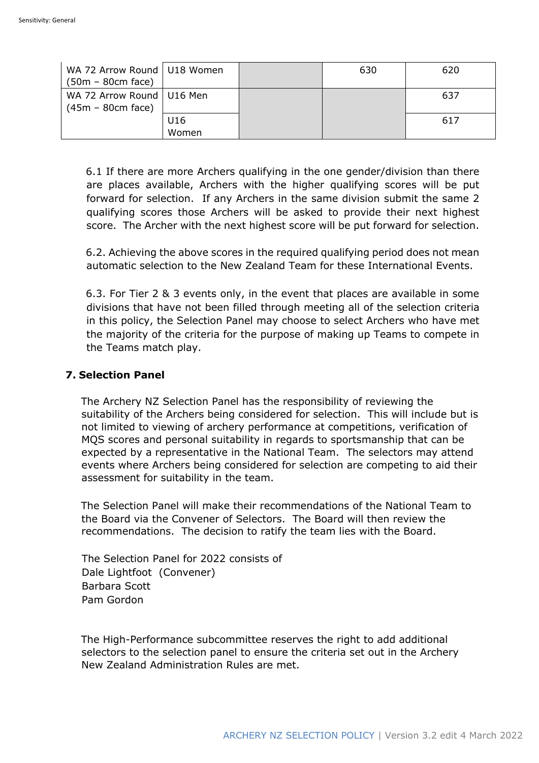| | | | | |
|---|---|---|---|---|
| WA 72 Arrow Round (50m – 80cm face) | U18 Women | | 630 | 620 |
| WA 72 Arrow Round (45m – 80cm face) | U16 Men | | | 637 |
| | U16 Women | | | 617 |

6.1 If there are more Archers qualifying in the one gender/division than there are places available, Archers with the higher qualifying scores will be put forward for selection. If any Archers in the same division submit the same 2 qualifying scores those Archers will be asked to provide their next highest score. The Archer with the next highest score will be put forward for selection.

6.2. Achieving the above scores in the required qualifying period does not mean automatic selection to the New Zealand Team for these International Events.

6.3. For Tier 2 & 3 events only, in the event that places are available in some divisions that have not been filled through meeting all of the selection criteria in this policy, the Selection Panel may choose to select Archers who have met the majority of the criteria for the purpose of making up Teams to compete in the Teams match play.

## 7. Selection Panel

The Archery NZ Selection Panel has the responsibility of reviewing the suitability of the Archers being considered for selection. This will include but is not limited to viewing of archery performance at competitions, verification of MQS scores and personal suitability in regards to sportsmanship that can be expected by a representative in the National Team. The selectors may attend events where Archers being considered for selection are competing to aid their assessment for suitability in the team.

The Selection Panel will make their recommendations of the National Team to the Board via the Convener of Selectors. The Board will then review the recommendations. The decision to ratify the team lies with the Board.

The Selection Panel for 2022 consists of
Dale Lightfoot (Convener)
Barbara Scott
Pam Gordon

The High-Performance subcommittee reserves the right to add additional selectors to the selection panel to ensure the criteria set out in the Archery New Zealand Administration Rules are met.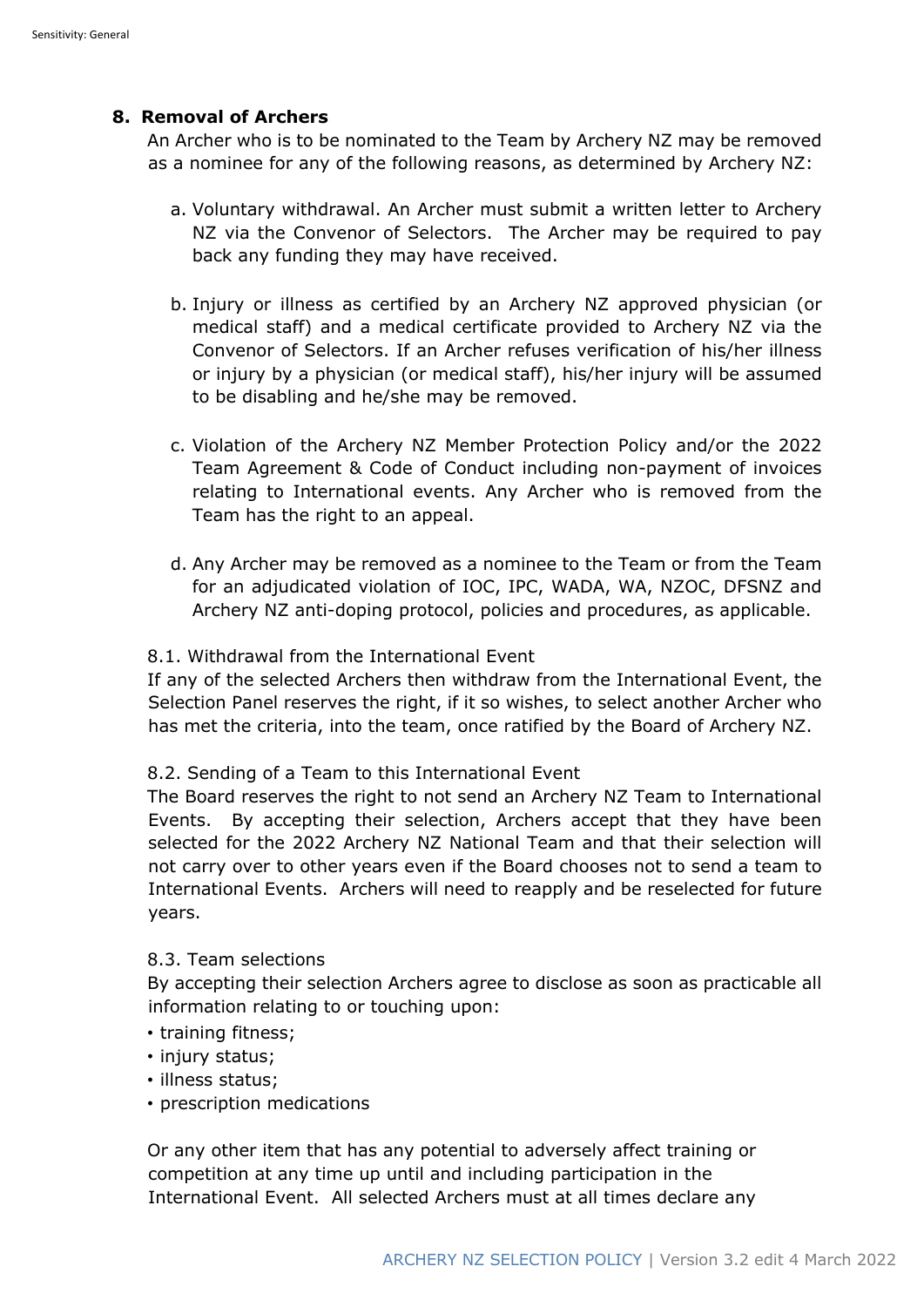## 8. Removal of Archers

An Archer who is to be nominated to the Team by Archery NZ may be removed as a nominee for any of the following reasons, as determined by Archery NZ:

a. Voluntary withdrawal. An Archer must submit a written letter to Archery NZ via the Convenor of Selectors. The Archer may be required to pay back any funding they may have received.

b. Injury or illness as certified by an Archery NZ approved physician (or medical staff) and a medical certificate provided to Archery NZ via the Convenor of Selectors. If an Archer refuses verification of his/her illness or injury by a physician (or medical staff), his/her injury will be assumed to be disabling and he/she may be removed.

c. Violation of the Archery NZ Member Protection Policy and/or the 2022 Team Agreement & Code of Conduct including non-payment of invoices relating to International events. Any Archer who is removed from the Team has the right to an appeal.

d. Any Archer may be removed as a nominee to the Team or from the Team for an adjudicated violation of IOC, IPC, WADA, WA, NZOC, DFSNZ and Archery NZ anti-doping protocol, policies and procedures, as applicable.

8.1. Withdrawal from the International Event

If any of the selected Archers then withdraw from the International Event, the Selection Panel reserves the right, if it so wishes, to select another Archer who has met the criteria, into the team, once ratified by the Board of Archery NZ.

8.2. Sending of a Team to this International Event

The Board reserves the right to not send an Archery NZ Team to International Events. By accepting their selection, Archers accept that they have been selected for the 2022 Archery NZ National Team and that their selection will not carry over to other years even if the Board chooses not to send a team to International Events. Archers will need to reapply and be reselected for future years.

8.3. Team selections

By accepting their selection Archers agree to disclose as soon as practicable all information relating to or touching upon:

- training fitness;
- injury status;
- illness status;
- prescription medications

Or any other item that has any potential to adversely affect training or competition at any time up until and including participation in the International Event. All selected Archers must at all times declare any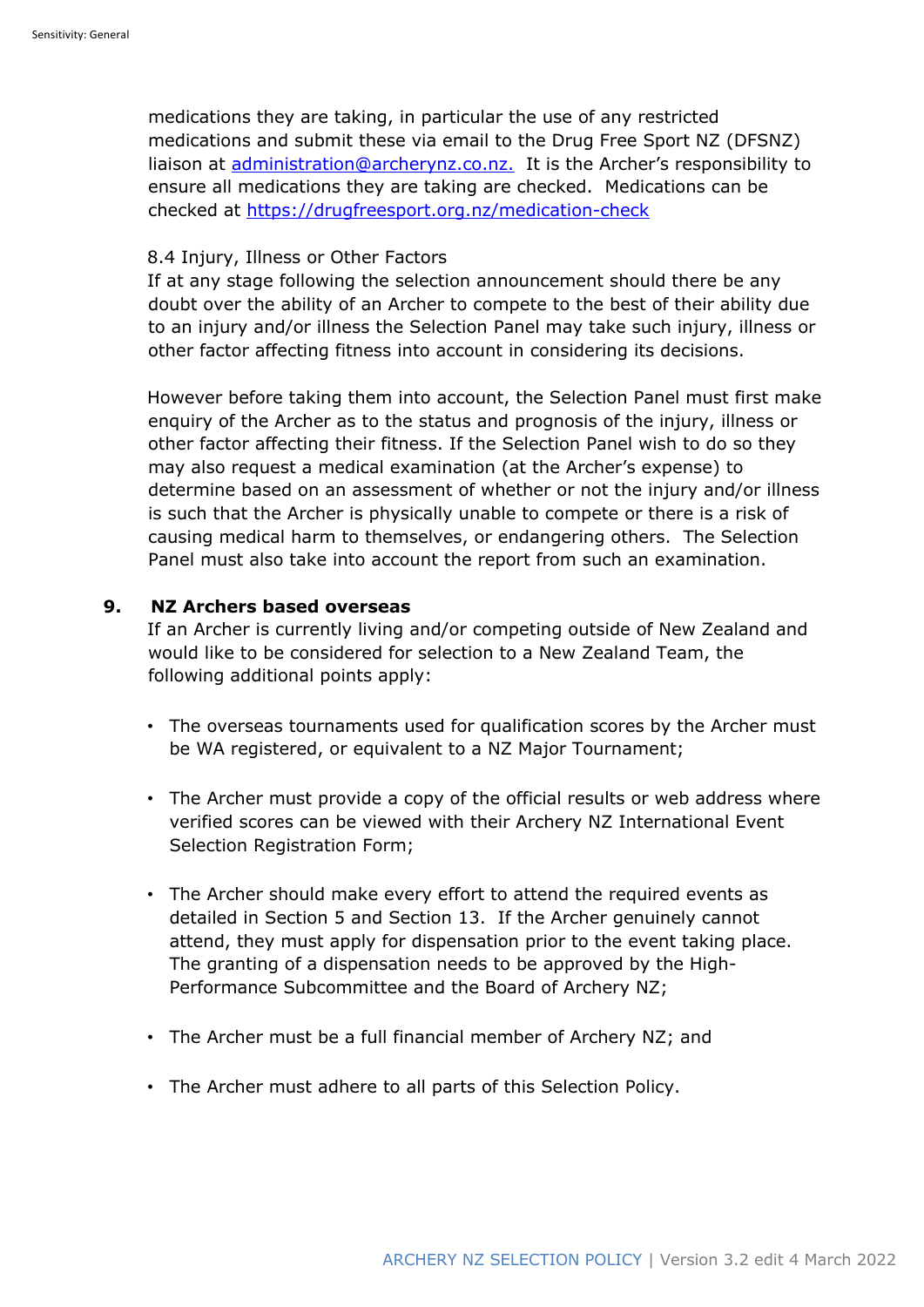medications they are taking, in particular the use of any restricted medications and submit these via email to the Drug Free Sport NZ (DFSNZ) liaison at administration@archerynz.co.nz. It is the Archer's responsibility to ensure all medications they are taking are checked. Medications can be checked at https://drugfreesport.org.nz/medication-check

8.4 Injury, Illness or Other Factors

If at any stage following the selection announcement should there be any doubt over the ability of an Archer to compete to the best of their ability due to an injury and/or illness the Selection Panel may take such injury, illness or other factor affecting fitness into account in considering its decisions.

However before taking them into account, the Selection Panel must first make enquiry of the Archer as to the status and prognosis of the injury, illness or other factor affecting their fitness. If the Selection Panel wish to do so they may also request a medical examination (at the Archer's expense) to determine based on an assessment of whether or not the injury and/or illness is such that the Archer is physically unable to compete or there is a risk of causing medical harm to themselves, or endangering others. The Selection Panel must also take into account the report from such an examination.

## 9. NZ Archers based overseas

If an Archer is currently living and/or competing outside of New Zealand and would like to be considered for selection to a New Zealand Team, the following additional points apply:

- The overseas tournaments used for qualification scores by the Archer must be WA registered, or equivalent to a NZ Major Tournament;
- The Archer must provide a copy of the official results or web address where verified scores can be viewed with their Archery NZ International Event Selection Registration Form;
- The Archer should make every effort to attend the required events as detailed in Section 5 and Section 13. If the Archer genuinely cannot attend, they must apply for dispensation prior to the event taking place. The granting of a dispensation needs to be approved by the High-Performance Subcommittee and the Board of Archery NZ;
- The Archer must be a full financial member of Archery NZ; and
- The Archer must adhere to all parts of this Selection Policy.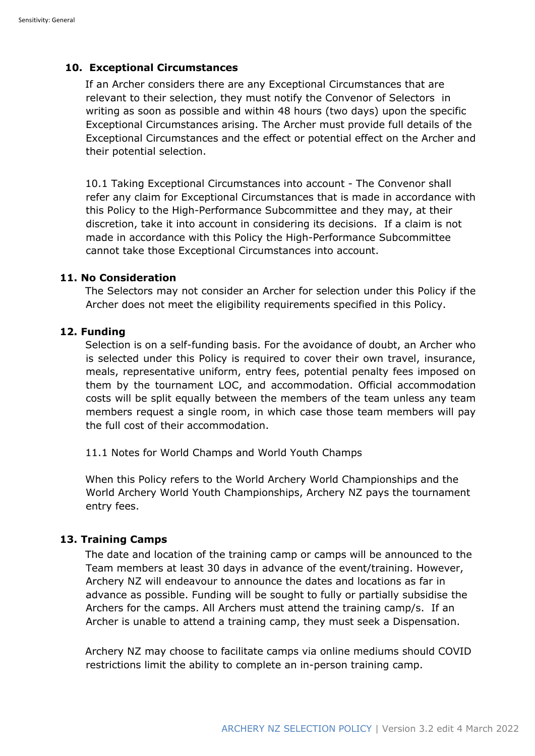## 10. Exceptional Circumstances

If an Archer considers there are any Exceptional Circumstances that are relevant to their selection, they must notify the Convenor of Selectors in writing as soon as possible and within 48 hours (two days) upon the specific Exceptional Circumstances arising. The Archer must provide full details of the Exceptional Circumstances and the effect or potential effect on the Archer and their potential selection.

10.1 Taking Exceptional Circumstances into account - The Convenor shall refer any claim for Exceptional Circumstances that is made in accordance with this Policy to the High-Performance Subcommittee and they may, at their discretion, take it into account in considering its decisions. If a claim is not made in accordance with this Policy the High-Performance Subcommittee cannot take those Exceptional Circumstances into account.

## 11. No Consideration

The Selectors may not consider an Archer for selection under this Policy if the Archer does not meet the eligibility requirements specified in this Policy.

## 12. Funding

Selection is on a self-funding basis. For the avoidance of doubt, an Archer who is selected under this Policy is required to cover their own travel, insurance, meals, representative uniform, entry fees, potential penalty fees imposed on them by the tournament LOC, and accommodation. Official accommodation costs will be split equally between the members of the team unless any team members request a single room, in which case those team members will pay the full cost of their accommodation.

11.1 Notes for World Champs and World Youth Champs

When this Policy refers to the World Archery World Championships and the World Archery World Youth Championships, Archery NZ pays the tournament entry fees.

## 13. Training Camps

The date and location of the training camp or camps will be announced to the Team members at least 30 days in advance of the event/training. However, Archery NZ will endeavour to announce the dates and locations as far in advance as possible. Funding will be sought to fully or partially subsidise the Archers for the camps. All Archers must attend the training camp/s. If an Archer is unable to attend a training camp, they must seek a Dispensation.

Archery NZ may choose to facilitate camps via online mediums should COVID restrictions limit the ability to complete an in-person training camp.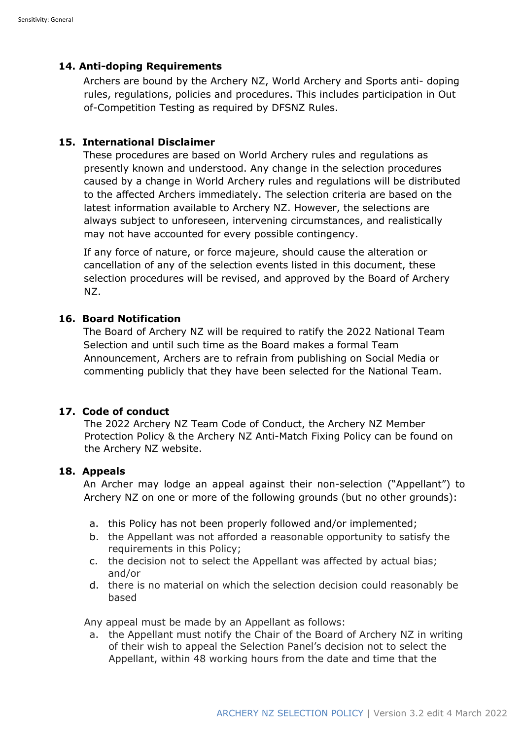## 14. Anti-doping Requirements

Archers are bound by the Archery NZ, World Archery and Sports anti- doping rules, regulations, policies and procedures. This includes participation in Out of-Competition Testing as required by DFSNZ Rules.

## 15. International Disclaimer

These procedures are based on World Archery rules and regulations as presently known and understood. Any change in the selection procedures caused by a change in World Archery rules and regulations will be distributed to the affected Archers immediately. The selection criteria are based on the latest information available to Archery NZ. However, the selections are always subject to unforeseen, intervening circumstances, and realistically may not have accounted for every possible contingency.

If any force of nature, or force majeure, should cause the alteration or cancellation of any of the selection events listed in this document, these selection procedures will be revised, and approved by the Board of Archery NZ.

## 16. Board Notification

The Board of Archery NZ will be required to ratify the 2022 National Team Selection and until such time as the Board makes a formal Team Announcement, Archers are to refrain from publishing on Social Media or commenting publicly that they have been selected for the National Team.

## 17. Code of conduct

The 2022 Archery NZ Team Code of Conduct, the Archery NZ Member Protection Policy & the Archery NZ Anti-Match Fixing Policy can be found on the Archery NZ website.

## 18. Appeals

An Archer may lodge an appeal against their non-selection ("Appellant") to Archery NZ on one or more of the following grounds (but no other grounds):

a. this Policy has not been properly followed and/or implemented;
b. the Appellant was not afforded a reasonable opportunity to satisfy the requirements in this Policy;
c. the decision not to select the Appellant was affected by actual bias; and/or
d. there is no material on which the selection decision could reasonably be based

Any appeal must be made by an Appellant as follows:

a. the Appellant must notify the Chair of the Board of Archery NZ in writing of their wish to appeal the Selection Panel's decision not to select the Appellant, within 48 working hours from the date and time that the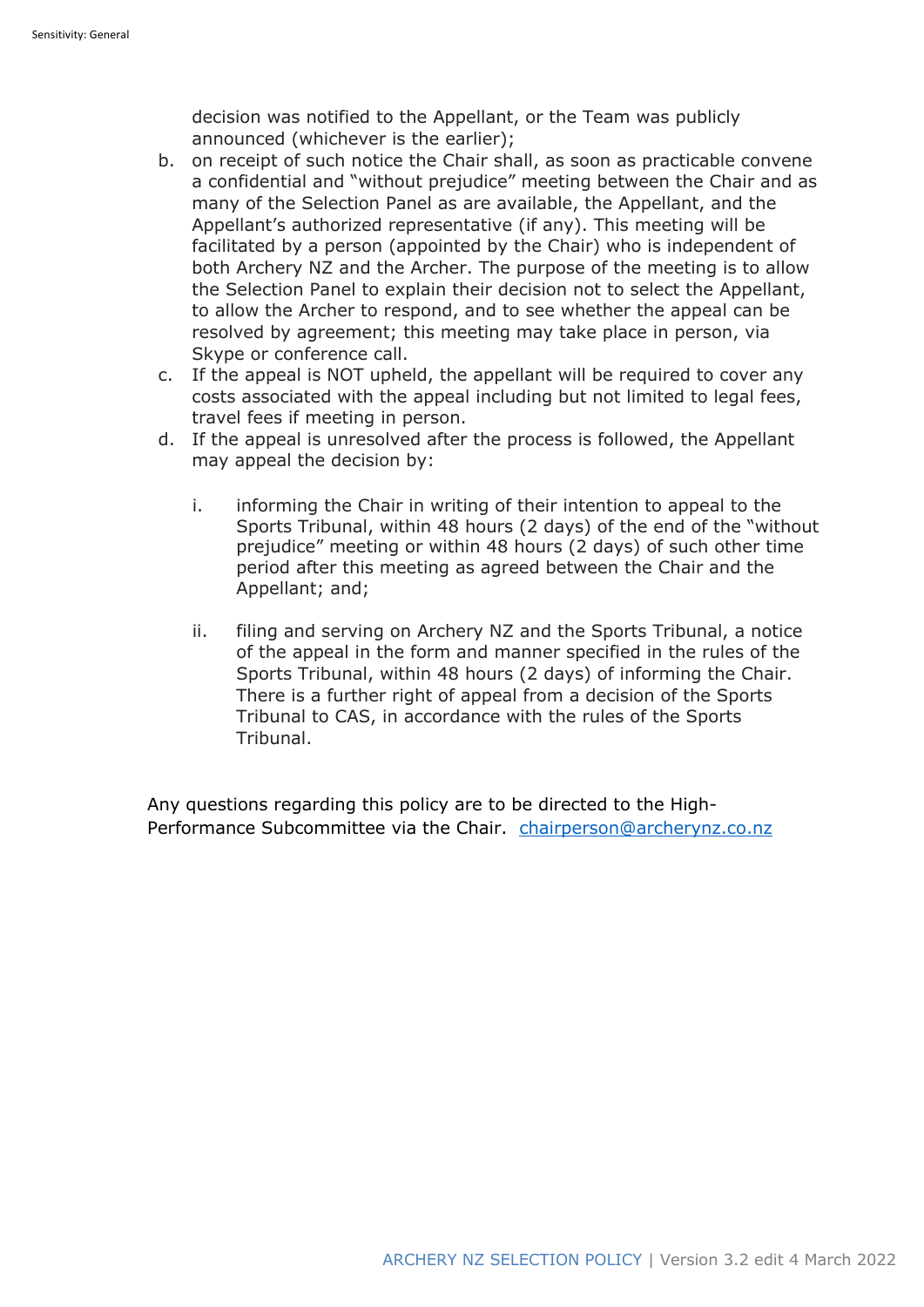decision was notified to the Appellant, or the Team was publicly announced (whichever is the earlier);

b. on receipt of such notice the Chair shall, as soon as practicable convene a confidential and "without prejudice" meeting between the Chair and as many of the Selection Panel as are available, the Appellant, and the Appellant's authorized representative (if any). This meeting will be facilitated by a person (appointed by the Chair) who is independent of both Archery NZ and the Archer. The purpose of the meeting is to allow the Selection Panel to explain their decision not to select the Appellant, to allow the Archer to respond, and to see whether the appeal can be resolved by agreement; this meeting may take place in person, via Skype or conference call.

c. If the appeal is NOT upheld, the appellant will be required to cover any costs associated with the appeal including but not limited to legal fees, travel fees if meeting in person.

d. If the appeal is unresolved after the process is followed, the Appellant may appeal the decision by:

   i. informing the Chair in writing of their intention to appeal to the Sports Tribunal, within 48 hours (2 days) of the end of the "without prejudice" meeting or within 48 hours (2 days) of such other time period after this meeting as agreed between the Chair and the Appellant; and;

   ii. filing and serving on Archery NZ and the Sports Tribunal, a notice of the appeal in the form and manner specified in the rules of the Sports Tribunal, within 48 hours (2 days) of informing the Chair. There is a further right of appeal from a decision of the Sports Tribunal to CAS, in accordance with the rules of the Sports Tribunal.

Any questions regarding this policy are to be directed to the High-Performance Subcommittee via the Chair. chairperson@archerynz.co.nz